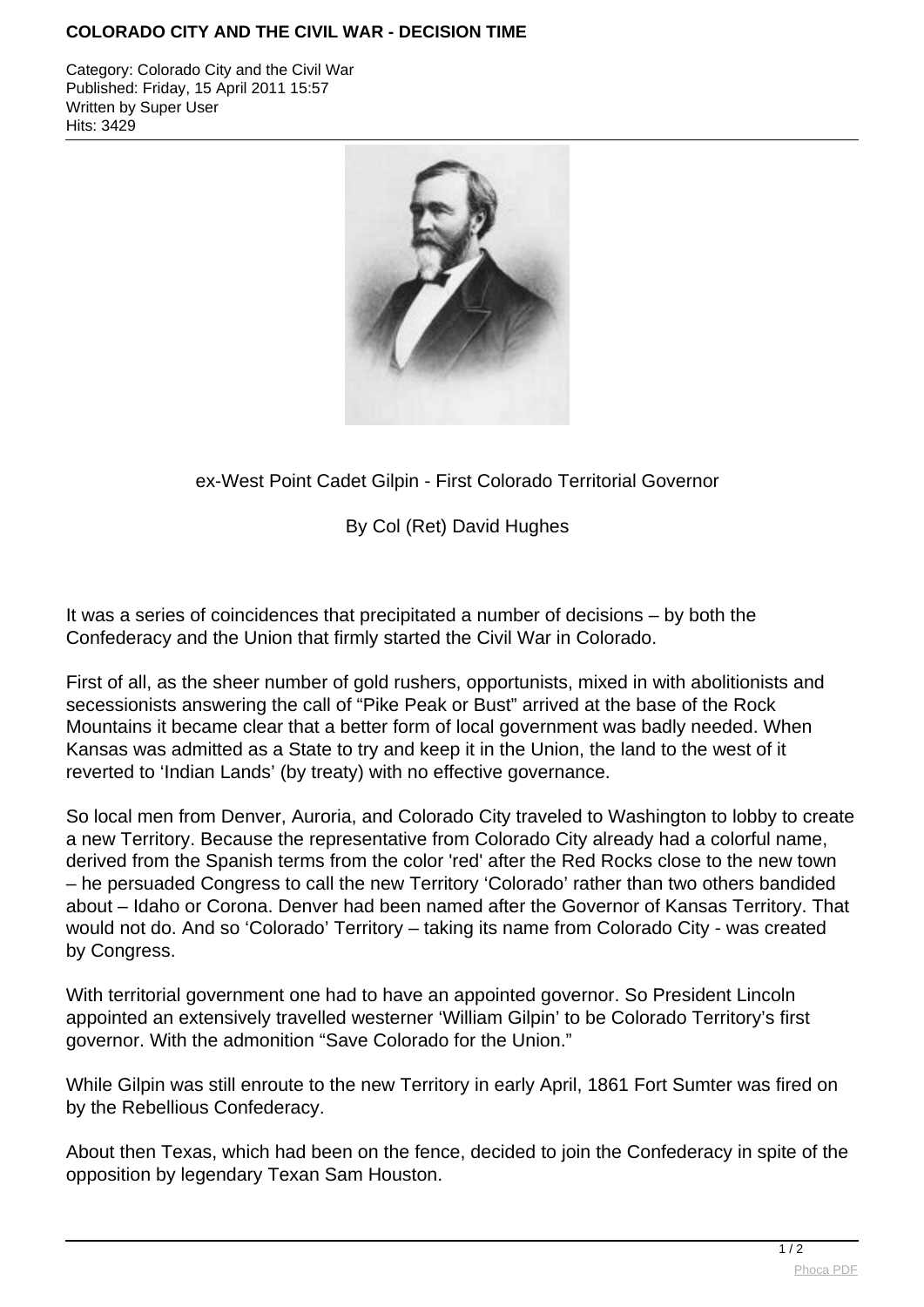# COLORADO CITY AND THE CIVIL WAR - DECISION TIME

Category: Colorado City and the Civil War
Published: Friday, 15 April 2011 15:57
Written by Super User
Hits: 3429

ex-West Point Cadet Gilpin - First Colorado Territorial Governor

By Col (Ret) David Hughes

It was a series of coincidences that precipitated a number of decisions – by both the Confederacy and the Union that firmly started the Civil War in Colorado.

First of all, as the sheer number of gold rushers, opportunists, mixed in with abolitionists and secessionists answering the call of "Pike Peak or Bust" arrived at the base of the Rock Mountains it became clear that a better form of local government was badly needed. When Kansas was admitted as a State to try and keep it in the Union, the land to the west of it reverted to 'Indian Lands' (by treaty) with no effective governance.

So local men from Denver, Auroria, and Colorado City traveled to Washington to lobby to create a new Territory. Because the representative from Colorado City already had a colorful name, derived from the Spanish terms from the color 'red' after the Red Rocks close to the new town – he persuaded Congress to call the new Territory 'Colorado' rather than two others bandied about – Idaho or Corona. Denver had been named after the Governor of Kansas Territory. That would not do. And so 'Colorado' Territory – taking its name from Colorado City - was created by Congress.

With territorial government one had to have an appointed governor. So President Lincoln appointed an extensively travelled westerner 'William Gilpin' to be Colorado Territory's first governor. With the admonition "Save Colorado for the Union."

While Gilpin was still enroute to the new Territory in early April, 1861 Fort Sumter was fired on by the Rebellious Confederacy.

About then Texas, which had been on the fence, decided to join the Confederacy in spite of the opposition by legendary Texan Sam Houston.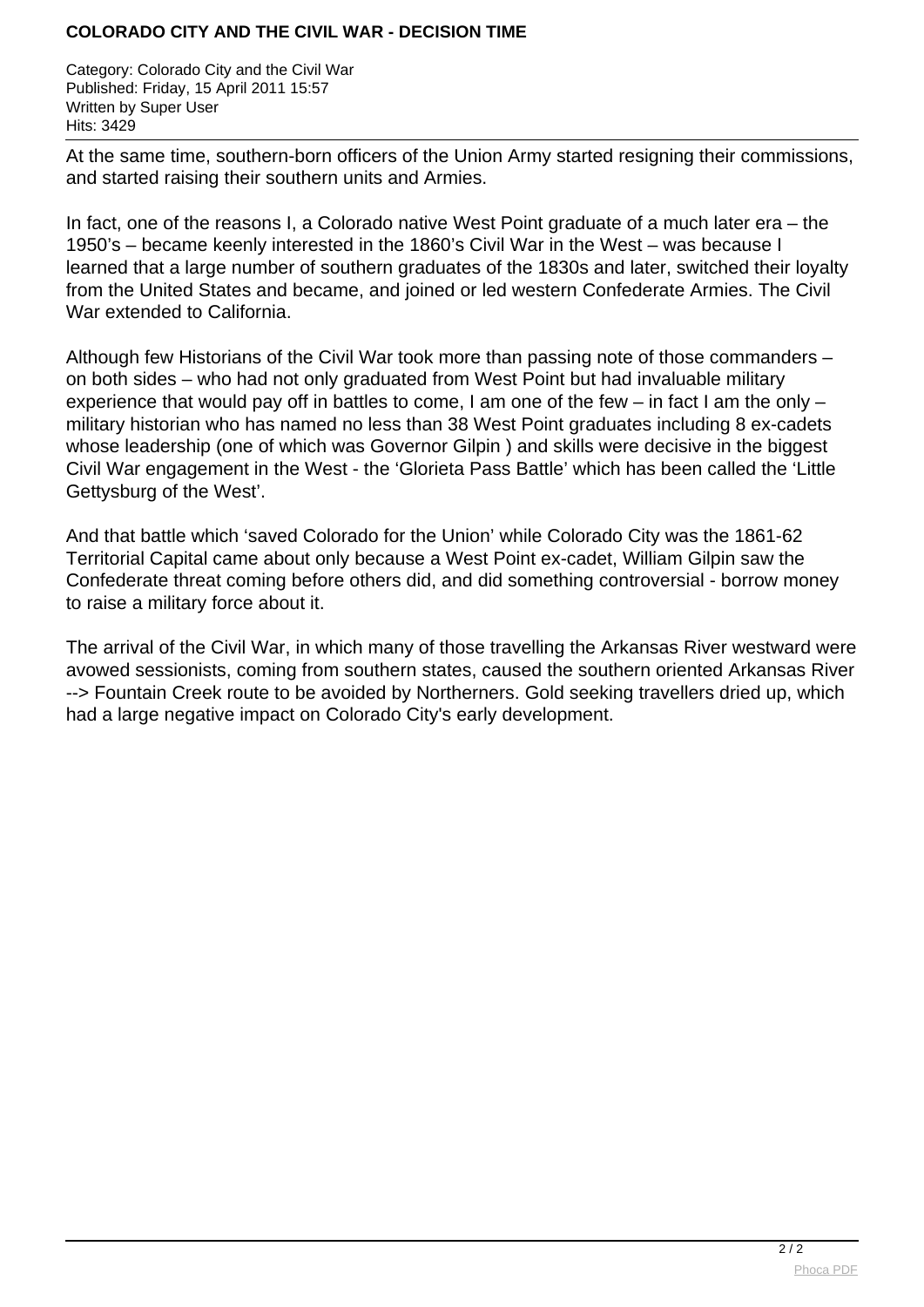# COLORADO CITY AND THE CIVIL WAR - DECISION TIME

Category: Colorado City and the Civil War
Published: Friday, 15 April 2011 15:57
Written by Super User
Hits: 3429

At the same time, southern-born officers of the Union Army started resigning their commissions, and started raising their southern units and Armies.

In fact, one of the reasons I, a Colorado native West Point graduate of a much later era – the 1950's – became keenly interested in the 1860's Civil War in the West – was because I learned that a large number of southern graduates of the 1830s and later, switched their loyalty from the United States and became, and joined or led western Confederate Armies. The Civil War extended to California.

Although few Historians of the Civil War took more than passing note of those commanders – on both sides – who had not only graduated from West Point but had invaluable military experience that would pay off in battles to come, I am one of the few – in fact I am the only – military historian who has named no less than 38 West Point graduates including 8 ex-cadets whose leadership (one of which was Governor Gilpin ) and skills were decisive in the biggest Civil War engagement in the West - the 'Glorieta Pass Battle' which has been called the 'Little Gettysburg of the West'.

And that battle which 'saved Colorado for the Union' while Colorado City was the 1861-62 Territorial Capital came about only because a West Point ex-cadet, William Gilpin saw the Confederate threat coming before others did, and did something controversial - borrow money to raise a military force about it.

The arrival of the Civil War, in which many of those travelling the Arkansas River westward were avowed sessionists, coming from southern states, caused the southern oriented Arkansas River --> Fountain Creek route to be avoided by Northerners. Gold seeking travellers dried up, which had a large negative impact on Colorado City's early development.